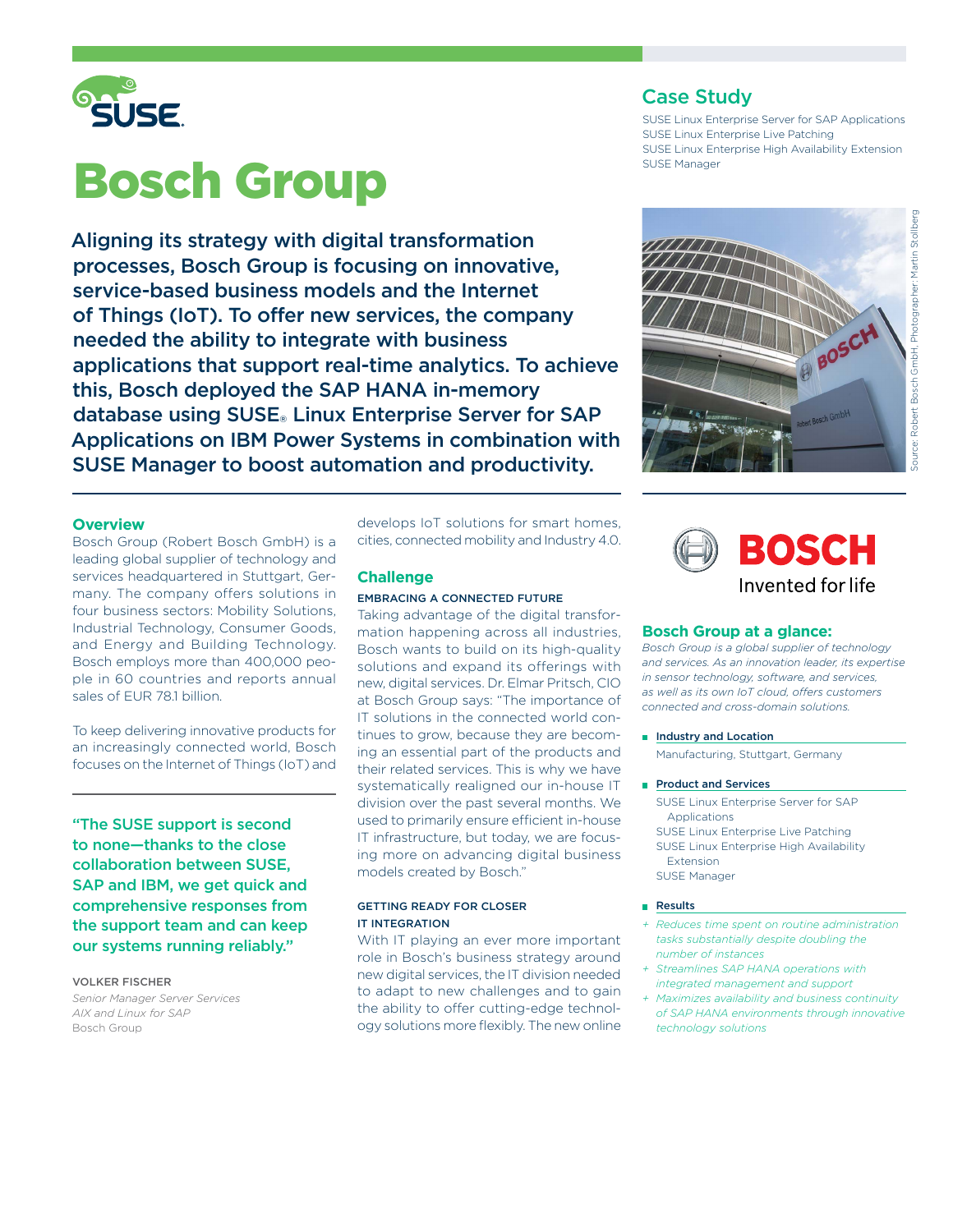# Bosch Group

## Case Study

SUSE Linux Enterprise Server for SAP Applications
SUSE Linux Enterprise Live Patching
SUSE Linux Enterprise High Availability Extension
SUSE Manager

**Aligning its strategy with digital transformation processes, Bosch Group is focusing on innovative, service-based business models and the Internet of Things (IoT). To offer new services, the company needed the ability to integrate with business applications that support real-time analytics. To achieve this, Bosch deployed the SAP HANA in-memory database using SUSE® Linux Enterprise Server for SAP Applications on IBM Power Systems in combination with SUSE Manager to boost automation and productivity.**

Source: Robert Bosch GmbH, Photographer: Martin Stollberg

### Overview

Bosch Group (Robert Bosch GmbH) is a leading global supplier of technology and services headquartered in Stuttgart, Germany. The company offers solutions in four business sectors: Mobility Solutions, Industrial Technology, Consumer Goods, and Energy and Building Technology. Bosch employs more than 400,000 people in 60 countries and reports annual sales of EUR 78.1 billion.

To keep delivering innovative products for an increasingly connected world, Bosch focuses on the Internet of Things (IoT) and develops IoT solutions for smart homes, cities, connected mobility and Industry 4.0.

> "The SUSE support is second to none—thanks to the close collaboration between SUSE, SAP and IBM, we get quick and comprehensive responses from the support team and can keep our systems running reliably."
>
> VOLKER FISCHER
> *Senior Manager Server Services*
> *AIX and Linux for SAP*
> Bosch Group

### Challenge

#### EMBRACING A CONNECTED FUTURE

Taking advantage of the digital transformation happening across all industries, Bosch wants to build on its high-quality solutions and expand its offerings with new, digital services. Dr. Elmar Pritsch, CIO at Bosch Group says: "The importance of IT solutions in the connected world continues to grow, because they are becoming an essential part of the products and their related services. This is why we have systematically realigned our in-house IT division over the past several months. We used to primarily ensure efficient in-house IT infrastructure, but today, we are focusing more on advancing digital business models created by Bosch."

#### GETTING READY FOR CLOSER IT INTEGRATION

With IT playing an ever more important role in Bosch's business strategy around new digital services, the IT division needed to adapt to new challenges and to gain the ability to offer cutting-edge technology solutions more flexibly. The new online

BOSCH
Invented for life

### Bosch Group at a glance:

*Bosch Group is a global supplier of technology and services. As an innovation leader, its expertise in sensor technology, software, and services, as well as its own IoT cloud, offers customers connected and cross-domain solutions.*

- **Industry and Location**

  Manufacturing, Stuttgart, Germany

- **Product and Services**

  SUSE Linux Enterprise Server for SAP Applications
  SUSE Linux Enterprise Live Patching
  SUSE Linux Enterprise High Availability Extension
  SUSE Manager

- **Results**

  + *Reduces time spent on routine administration tasks substantially despite doubling the number of instances*
  + *Streamlines SAP HANA operations with integrated management and support*
  + *Maximizes availability and business continuity of SAP HANA environments through innovative technology solutions*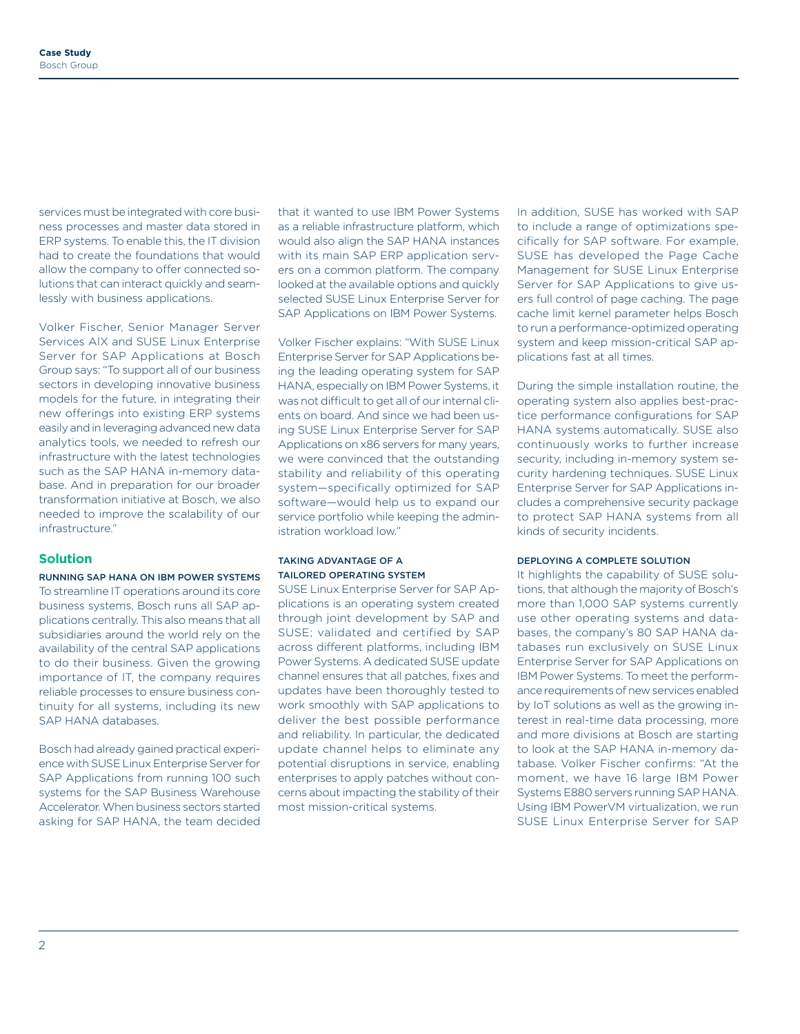services must be integrated with core business processes and master data stored in ERP systems. To enable this, the IT division had to create the foundations that would allow the company to offer connected solutions that can interact quickly and seamlessly with business applications.

Volker Fischer, Senior Manager Server Services AIX and SUSE Linux Enterprise Server for SAP Applications at Bosch Group says: "To support all of our business sectors in developing innovative business models for the future, in integrating their new offerings into existing ERP systems easily and in leveraging advanced new data analytics tools, we needed to refresh our infrastructure with the latest technologies such as the SAP HANA in-memory database. And in preparation for our broader transformation initiative at Bosch, we also needed to improve the scalability of our infrastructure."

## Solution

### RUNNING SAP HANA ON IBM POWER SYSTEMS

To streamline IT operations around its core business systems, Bosch runs all SAP applications centrally. This also means that all subsidiaries around the world rely on the availability of the central SAP applications to do their business. Given the growing importance of IT, the company requires reliable processes to ensure business continuity for all systems, including its new SAP HANA databases.

Bosch had already gained practical experience with SUSE Linux Enterprise Server for SAP Applications from running 100 such systems for the SAP Business Warehouse Accelerator. When business sectors started asking for SAP HANA, the team decided that it wanted to use IBM Power Systems as a reliable infrastructure platform, which would also align the SAP HANA instances with its main SAP ERP application servers on a common platform. The company looked at the available options and quickly selected SUSE Linux Enterprise Server for SAP Applications on IBM Power Systems.

Volker Fischer explains: "With SUSE Linux Enterprise Server for SAP Applications being the leading operating system for SAP HANA, especially on IBM Power Systems, it was not difficult to get all of our internal clients on board. And since we had been using SUSE Linux Enterprise Server for SAP Applications on x86 servers for many years, we were convinced that the outstanding stability and reliability of this operating system—specifically optimized for SAP software—would help us to expand our service portfolio while keeping the administration workload low."

### TAKING ADVANTAGE OF A TAILORED OPERATING SYSTEM

SUSE Linux Enterprise Server for SAP Applications is an operating system created through joint development by SAP and SUSE; validated and certified by SAP across different platforms, including IBM Power Systems. A dedicated SUSE update channel ensures that all patches, fixes and updates have been thoroughly tested to work smoothly with SAP applications to deliver the best possible performance and reliability. In particular, the dedicated update channel helps to eliminate any potential disruptions in service, enabling enterprises to apply patches without concerns about impacting the stability of their most mission-critical systems.

In addition, SUSE has worked with SAP to include a range of optimizations specifically for SAP software. For example, SUSE has developed the Page Cache Management for SUSE Linux Enterprise Server for SAP Applications to give users full control of page caching. The page cache limit kernel parameter helps Bosch to run a performance-optimized operating system and keep mission-critical SAP applications fast at all times.

During the simple installation routine, the operating system also applies best-practice performance configurations for SAP HANA systems automatically. SUSE also continuously works to further increase security, including in-memory system security hardening techniques. SUSE Linux Enterprise Server for SAP Applications includes a comprehensive security package to protect SAP HANA systems from all kinds of security incidents.

### DEPLOYING A COMPLETE SOLUTION

It highlights the capability of SUSE solutions, that although the majority of Bosch's more than 1,000 SAP systems currently use other operating systems and databases, the company's 80 SAP HANA databases run exclusively on SUSE Linux Enterprise Server for SAP Applications on IBM Power Systems. To meet the performance requirements of new services enabled by IoT solutions as well as the growing interest in real-time data processing, more and more divisions at Bosch are starting to look at the SAP HANA in-memory database. Volker Fischer confirms: "At the moment, we have 16 large IBM Power Systems E880 servers running SAP HANA. Using IBM PowerVM virtualization, we run SUSE Linux Enterprise Server for SAP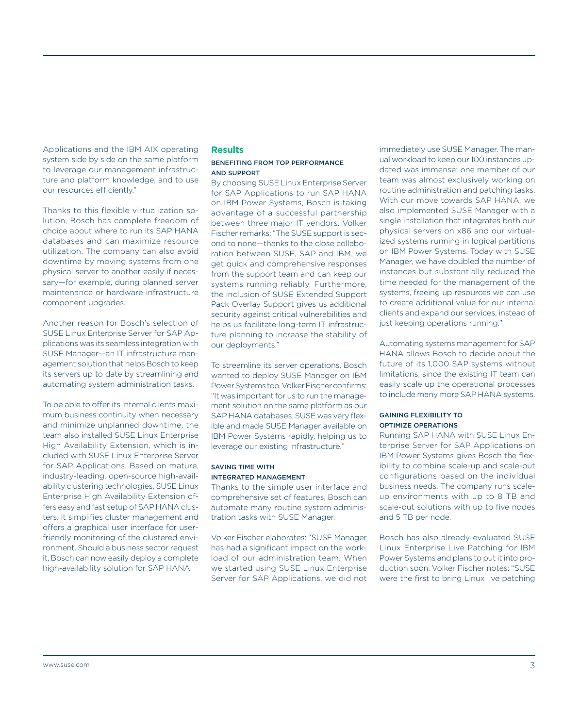Applications and the IBM AIX operating system side by side on the same platform to leverage our management infrastructure and platform knowledge, and to use our resources efficiently."

Thanks to this flexible virtualization solution, Bosch has complete freedom of choice about where to run its SAP HANA databases and can maximize resource utilization. The company can also avoid downtime by moving systems from one physical server to another easily if necessary—for example, during planned server maintenance or hardware infrastructure component upgrades.

Another reason for Bosch's selection of SUSE Linux Enterprise Server for SAP Applications was its seamless integration with SUSE Manager—an IT infrastructure management solution that helps Bosch to keep its servers up to date by streamlining and automating system administration tasks.

To be able to offer its internal clients maximum business continuity when necessary and minimize unplanned downtime, the team also installed SUSE Linux Enterprise High Availability Extension, which is included with SUSE Linux Enterprise Server for SAP Applications. Based on mature, industry-leading, open-source high-availability clustering technologies, SUSE Linux Enterprise High Availability Extension offers easy and fast setup of SAP HANA clusters. It simplifies cluster management and offers a graphical user interface for user-friendly monitoring of the clustered environment. Should a business sector request it, Bosch can now easily deploy a complete high-availability solution for SAP HANA.

## Results

### BENEFITING FROM TOP PERFORMANCE AND SUPPORT

By choosing SUSE Linux Enterprise Server for SAP Applications to run SAP HANA on IBM Power Systems, Bosch is taking advantage of a successful partnership between three major IT vendors. Volker Fischer remarks: "The SUSE support is second to none—thanks to the close collaboration between SUSE, SAP and IBM, we get quick and comprehensive responses from the support team and can keep our systems running reliably. Furthermore, the inclusion of SUSE Extended Support Pack Overlay Support gives us additional security against critical vulnerabilities and helps us facilitate long-term IT infrastructure planning to increase the stability of our deployments."

To streamline its server operations, Bosch wanted to deploy SUSE Manager on IBM Power Systems too. Volker Fischer confirms: "It was important for us to run the management solution on the same platform as our SAP HANA databases. SUSE was very flexible and made SUSE Manager available on IBM Power Systems rapidly, helping us to leverage our existing infrastructure."

### SAVING TIME WITH INTEGRATED MANAGEMENT

Thanks to the simple user interface and comprehensive set of features, Bosch can automate many routine system administration tasks with SUSE Manager.

Volker Fischer elaborates: "SUSE Manager has had a significant impact on the workload of our administration team. When we started using SUSE Linux Enterprise Server for SAP Applications, we did not immediately use SUSE Manager. The manual workload to keep our 100 instances updated was immense: one member of our team was almost exclusively working on routine administration and patching tasks. With our move towards SAP HANA, we also implemented SUSE Manager with a single installation that integrates both our physical servers on x86 and our virtualized systems running in logical partitions on IBM Power Systems. Today with SUSE Manager, we have doubled the number of instances but substantially reduced the time needed for the management of the systems, freeing up resources we can use to create additional value for our internal clients and expand our services, instead of just keeping operations running."

Automating systems management for SAP HANA allows Bosch to decide about the future of its 1,000 SAP systems without limitations, since the existing IT team can easily scale up the operational processes to include many more SAP HANA systems.

### GAINING FLEXIBILITY TO OPTIMIZE OPERATIONS

Running SAP HANA with SUSE Linux Enterprise Server for SAP Applications on IBM Power Systems gives Bosch the flexibility to combine scale-up and scale-out configurations based on the individual business needs. The company runs scale-up environments with up to 8 TB and scale-out solutions with up to five nodes and 5 TB per node.

Bosch has also already evaluated SUSE Linux Enterprise Live Patching for IBM Power Systems and plans to put it into production soon. Volker Fischer notes: "SUSE were the first to bring Linux live patching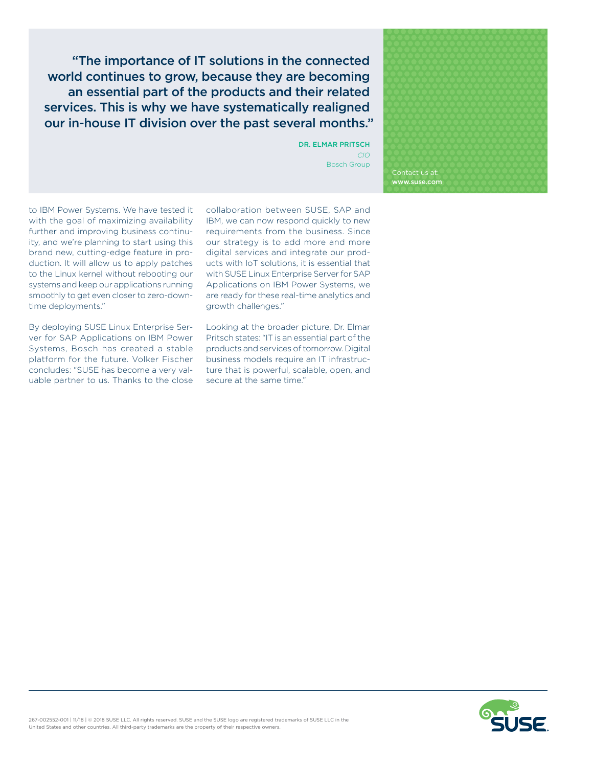> "The importance of IT solutions in the connected world continues to grow, because they are becoming an essential part of the products and their related services. This is why we have systematically realigned our in-house IT division over the past several months."
>
> **DR. ELMAR PRITSCH**
> *CIO*
> Bosch Group

Contact us at:
**www.suse.com**

to IBM Power Systems. We have tested it with the goal of maximizing availability further and improving business continuity, and we're planning to start using this brand new, cutting-edge feature in production. It will allow us to apply patches to the Linux kernel without rebooting our systems and keep our applications running smoothly to get even closer to zero-downtime deployments."

By deploying SUSE Linux Enterprise Server for SAP Applications on IBM Power Systems, Bosch has created a stable platform for the future. Volker Fischer concludes: "SUSE has become a very valuable partner to us. Thanks to the close collaboration between SUSE, SAP and IBM, we can now respond quickly to new requirements from the business. Since our strategy is to add more and more digital services and integrate our products with IoT solutions, it is essential that with SUSE Linux Enterprise Server for SAP Applications on IBM Power Systems, we are ready for these real-time analytics and growth challenges."

Looking at the broader picture, Dr. Elmar Pritsch states: "IT is an essential part of the products and services of tomorrow. Digital business models require an IT infrastructure that is powerful, scalable, open, and secure at the same time."

267-002552-001 | 11/18 | © 2018 SUSE LLC. All rights reserved. SUSE and the SUSE logo are registered trademarks of SUSE LLC in the United States and other countries. All third-party trademarks are the property of their respective owners.